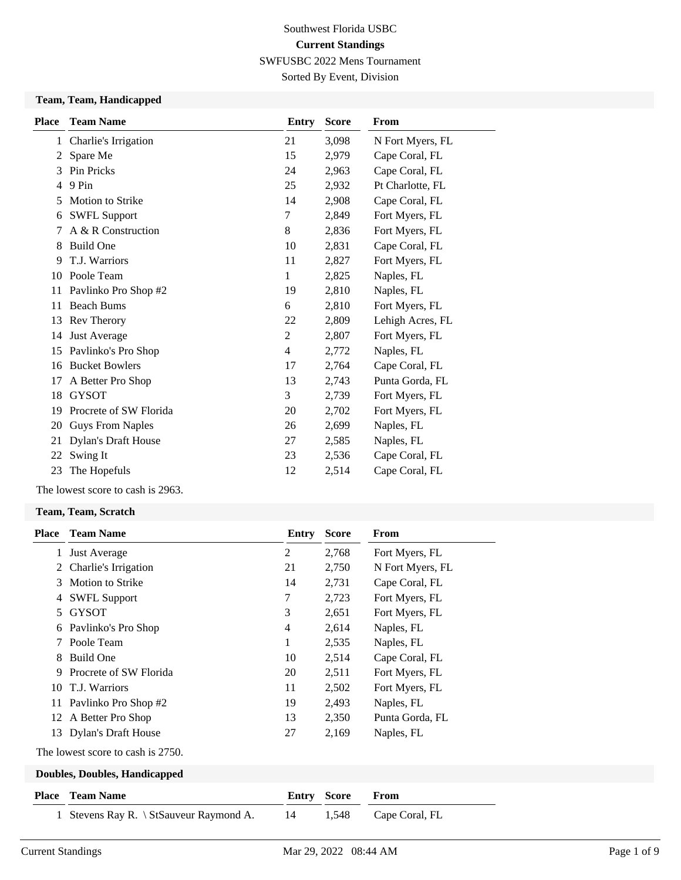Southwest Florida USBC

**Current Standings**

SWFUSBC 2022 Mens Tournament

Sorted By Event, Division

### Team, Team, Handicapped

| Place | Team Name | Entry | Score | From |
|---|---|---|---|---|
| 1 | Charlie's Irrigation | 21 | 3,098 | N Fort Myers, FL |
| 2 | Spare Me | 15 | 2,979 | Cape Coral, FL |
| 3 | Pin Pricks | 24 | 2,963 | Cape Coral, FL |
| 4 | 9 Pin | 25 | 2,932 | Pt Charlotte, FL |
| 5 | Motion to Strike | 14 | 2,908 | Cape Coral, FL |
| 6 | SWFL Support | 7 | 2,849 | Fort Myers, FL |
| 7 | A & R Construction | 8 | 2,836 | Fort Myers, FL |
| 8 | Build One | 10 | 2,831 | Cape Coral, FL |
| 9 | T.J. Warriors | 11 | 2,827 | Fort Myers, FL |
| 10 | Poole Team | 1 | 2,825 | Naples, FL |
| 11 | Pavlinko Pro Shop #2 | 19 | 2,810 | Naples, FL |
| 11 | Beach Bums | 6 | 2,810 | Fort Myers, FL |
| 13 | Rev Therory | 22 | 2,809 | Lehigh Acres, FL |
| 14 | Just Average | 2 | 2,807 | Fort Myers, FL |
| 15 | Pavlinko's Pro Shop | 4 | 2,772 | Naples, FL |
| 16 | Bucket Bowlers | 17 | 2,764 | Cape Coral, FL |
| 17 | A Better Pro Shop | 13 | 2,743 | Punta Gorda, FL |
| 18 | GYSOT | 3 | 2,739 | Fort Myers, FL |
| 19 | Procrete of SW Florida | 20 | 2,702 | Fort Myers, FL |
| 20 | Guys From Naples | 26 | 2,699 | Naples, FL |
| 21 | Dylan's Draft House | 27 | 2,585 | Naples, FL |
| 22 | Swing It | 23 | 2,536 | Cape Coral, FL |
| 23 | The Hopefuls | 12 | 2,514 | Cape Coral, FL |

The lowest score to cash is 2963.

### Team, Team, Scratch

| Place | Team Name | Entry | Score | From |
|---|---|---|---|---|
| 1 | Just Average | 2 | 2,768 | Fort Myers, FL |
| 2 | Charlie's Irrigation | 21 | 2,750 | N Fort Myers, FL |
| 3 | Motion to Strike | 14 | 2,731 | Cape Coral, FL |
| 4 | SWFL Support | 7 | 2,723 | Fort Myers, FL |
| 5 | GYSOT | 3 | 2,651 | Fort Myers, FL |
| 6 | Pavlinko's Pro Shop | 4 | 2,614 | Naples, FL |
| 7 | Poole Team | 1 | 2,535 | Naples, FL |
| 8 | Build One | 10 | 2,514 | Cape Coral, FL |
| 9 | Procrete of SW Florida | 20 | 2,511 | Fort Myers, FL |
| 10 | T.J. Warriors | 11 | 2,502 | Fort Myers, FL |
| 11 | Pavlinko Pro Shop #2 | 19 | 2,493 | Naples, FL |
| 12 | A Better Pro Shop | 13 | 2,350 | Punta Gorda, FL |
| 13 | Dylan's Draft House | 27 | 2,169 | Naples, FL |

The lowest score to cash is 2750.

### Doubles, Doubles, Handicapped

| Place | Team Name | Entry | Score | From |
|---|---|---|---|---|
| 1 | Stevens Ray R. \ StSauveur Raymond A. | 14 | 1,548 | Cape Coral, FL |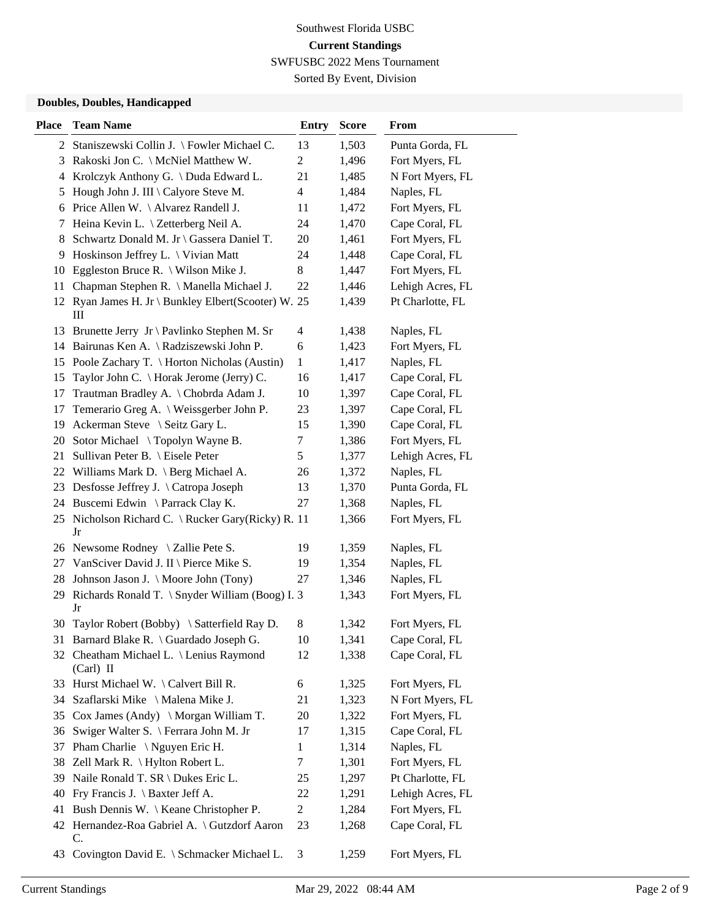Southwest Florida USBC

**Current Standings**

SWFUSBC 2022 Mens Tournament

Sorted By Event, Division

### Doubles, Doubles, Handicapped

| Place | Team Name | Entry | Score | From |
|---|---|---|---|---|
| 2 | Staniszewski Collin J. \ Fowler Michael C. | 13 | 1,503 | Punta Gorda, FL |
| 3 | Rakoski Jon C. \ McNiel Matthew W. | 2 | 1,496 | Fort Myers, FL |
| 4 | Krolczyk Anthony G. \ Duda Edward L. | 21 | 1,485 | N Fort Myers, FL |
| 5 | Hough John J. III \ Calyore Steve M. | 4 | 1,484 | Naples, FL |
| 6 | Price Allen W. \ Alvarez Randell J. | 11 | 1,472 | Fort Myers, FL |
| 7 | Heina Kevin L. \ Zetterberg Neil A. | 24 | 1,470 | Cape Coral, FL |
| 8 | Schwartz Donald M. Jr \ Gassera Daniel T. | 20 | 1,461 | Fort Myers, FL |
| 9 | Hoskinson Jeffrey L. \ Vivian Matt | 24 | 1,448 | Cape Coral, FL |
| 10 | Eggleston Bruce R. \ Wilson Mike J. | 8 | 1,447 | Fort Myers, FL |
| 11 | Chapman Stephen R. \ Manella Michael J. | 22 | 1,446 | Lehigh Acres, FL |
| 12 | Ryan James H. Jr \ Bunkley Elbert(Scooter) W. III | 25 | 1,439 | Pt Charlotte, FL |
| 13 | Brunette Jerry Jr \ Pavlinko Stephen M. Sr | 4 | 1,438 | Naples, FL |
| 14 | Bairunas Ken A. \ Radziszewski John P. | 6 | 1,423 | Fort Myers, FL |
| 15 | Poole Zachary T. \ Horton Nicholas (Austin) | 1 | 1,417 | Naples, FL |
| 15 | Taylor John C. \ Horak Jerome (Jerry) C. | 16 | 1,417 | Cape Coral, FL |
| 17 | Trautman Bradley A. \ Chobrda Adam J. | 10 | 1,397 | Cape Coral, FL |
| 17 | Temerario Greg A. \ Weissgerber John P. | 23 | 1,397 | Cape Coral, FL |
| 19 | Ackerman Steve \ Seitz Gary L. | 15 | 1,390 | Cape Coral, FL |
| 20 | Sotor Michael \ Topolyn Wayne B. | 7 | 1,386 | Fort Myers, FL |
| 21 | Sullivan Peter B. \ Eisele Peter | 5 | 1,377 | Lehigh Acres, FL |
| 22 | Williams Mark D. \ Berg Michael A. | 26 | 1,372 | Naples, FL |
| 23 | Desfosse Jeffrey J. \ Catropa Joseph | 13 | 1,370 | Punta Gorda, FL |
| 24 | Buscemi Edwin \ Parrack Clay K. | 27 | 1,368 | Naples, FL |
| 25 | Nicholson Richard C. \ Rucker Gary(Ricky) R. Jr | 11 | 1,366 | Fort Myers, FL |
| 26 | Newsome Rodney \ Zallie Pete S. | 19 | 1,359 | Naples, FL |
| 27 | VanSciver David J. II \ Pierce Mike S. | 19 | 1,354 | Naples, FL |
| 28 | Johnson Jason J. \ Moore John (Tony) | 27 | 1,346 | Naples, FL |
| 29 | Richards Ronald T. \ Snyder William (Boog) I. Jr | 3 | 1,343 | Fort Myers, FL |
| 30 | Taylor Robert (Bobby) \ Satterfield Ray D. | 8 | 1,342 | Fort Myers, FL |
| 31 | Barnard Blake R. \ Guardado Joseph G. | 10 | 1,341 | Cape Coral, FL |
| 32 | Cheatham Michael L. \ Lenius Raymond (Carl) II | 12 | 1,338 | Cape Coral, FL |
| 33 | Hurst Michael W. \ Calvert Bill R. | 6 | 1,325 | Fort Myers, FL |
| 34 | Szaflarski Mike \ Malena Mike J. | 21 | 1,323 | N Fort Myers, FL |
| 35 | Cox James (Andy) \ Morgan William T. | 20 | 1,322 | Fort Myers, FL |
| 36 | Swiger Walter S. \ Ferrara John M. Jr | 17 | 1,315 | Cape Coral, FL |
| 37 | Pham Charlie \ Nguyen Eric H. | 1 | 1,314 | Naples, FL |
| 38 | Zell Mark R. \ Hylton Robert L. | 7 | 1,301 | Fort Myers, FL |
| 39 | Naile Ronald T. SR \ Dukes Eric L. | 25 | 1,297 | Pt Charlotte, FL |
| 40 | Fry Francis J. \ Baxter Jeff A. | 22 | 1,291 | Lehigh Acres, FL |
| 41 | Bush Dennis W. \ Keane Christopher P. | 2 | 1,284 | Fort Myers, FL |
| 42 | Hernandez-Roa Gabriel A. \ Gutzdorf Aaron C. | 23 | 1,268 | Cape Coral, FL |
| 43 | Covington David E. \ Schmacker Michael L. | 3 | 1,259 | Fort Myers, FL |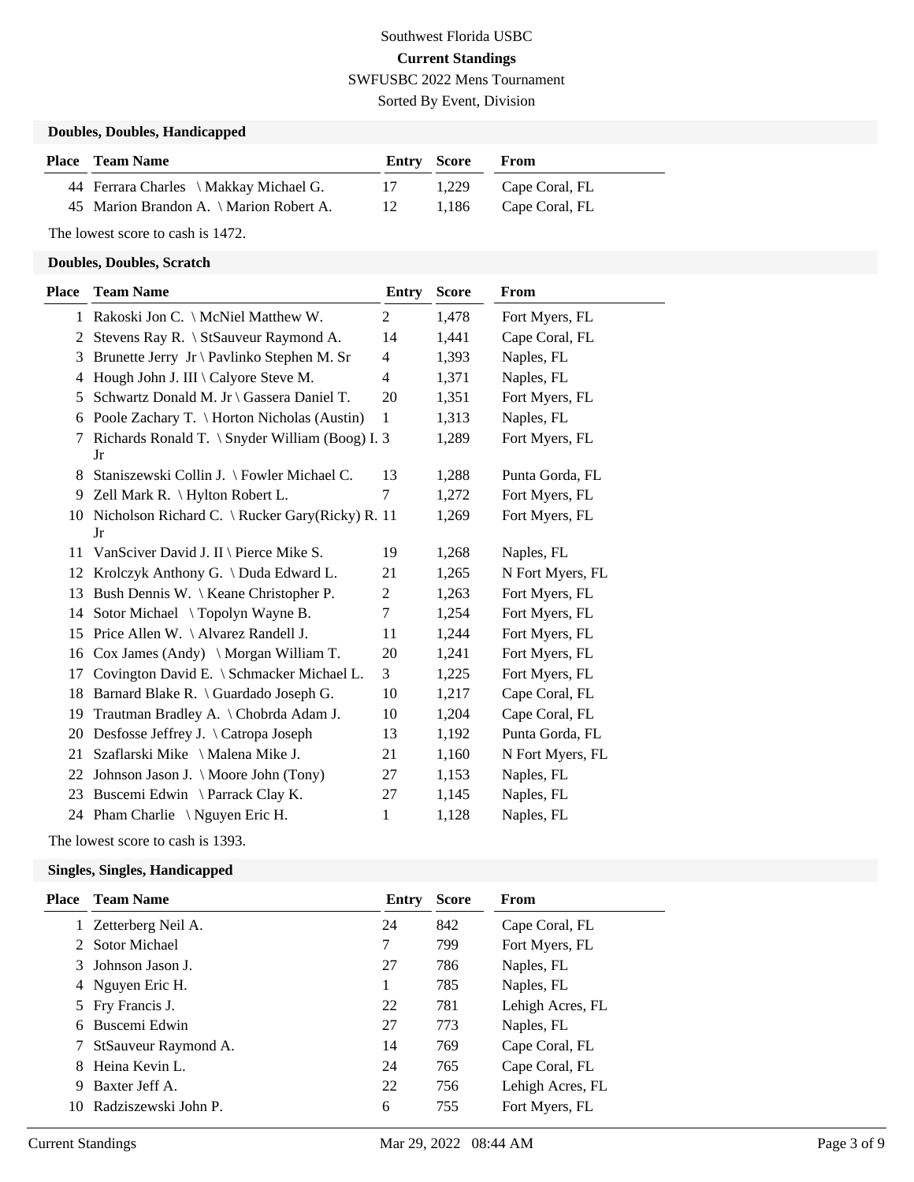Southwest Florida USBC

**Current Standings**

SWFUSBC 2022 Mens Tournament

Sorted By Event, Division

### Doubles, Doubles, Handicapped

| Place | Team Name | Entry | Score | From |
|---|---|---|---|---|
| 44 | Ferrara Charles \ Makkay Michael G. | 17 | 1,229 | Cape Coral, FL |
| 45 | Marion Brandon A. \ Marion Robert A. | 12 | 1,186 | Cape Coral, FL |

The lowest score to cash is 1472.

### Doubles, Doubles, Scratch

| Place | Team Name | Entry | Score | From |
|---|---|---|---|---|
| 1 | Rakoski Jon C. \ McNiel Matthew W. | 2 | 1,478 | Fort Myers, FL |
| 2 | Stevens Ray R. \ StSauveur Raymond A. | 14 | 1,441 | Cape Coral, FL |
| 3 | Brunette Jerry Jr \ Pavlinko Stephen M. Sr | 4 | 1,393 | Naples, FL |
| 4 | Hough John J. III \ Calyore Steve M. | 4 | 1,371 | Naples, FL |
| 5 | Schwartz Donald M. Jr \ Gassera Daniel T. | 20 | 1,351 | Fort Myers, FL |
| 6 | Poole Zachary T. \ Horton Nicholas (Austin) | 1 | 1,313 | Naples, FL |
| 7 | Richards Ronald T. \ Snyder William (Boog) I. Jr | 3 | 1,289 | Fort Myers, FL |
| 8 | Staniszewski Collin J. \ Fowler Michael C. | 13 | 1,288 | Punta Gorda, FL |
| 9 | Zell Mark R. \ Hylton Robert L. | 7 | 1,272 | Fort Myers, FL |
| 10 | Nicholson Richard C. \ Rucker Gary(Ricky) R. Jr | 11 | 1,269 | Fort Myers, FL |
| 11 | VanSciver David J. II \ Pierce Mike S. | 19 | 1,268 | Naples, FL |
| 12 | Krolczyk Anthony G. \ Duda Edward L. | 21 | 1,265 | N Fort Myers, FL |
| 13 | Bush Dennis W. \ Keane Christopher P. | 2 | 1,263 | Fort Myers, FL |
| 14 | Sotor Michael \ Topolyn Wayne B. | 7 | 1,254 | Fort Myers, FL |
| 15 | Price Allen W. \ Alvarez Randell J. | 11 | 1,244 | Fort Myers, FL |
| 16 | Cox James (Andy) \ Morgan William T. | 20 | 1,241 | Fort Myers, FL |
| 17 | Covington David E. \ Schmacker Michael L. | 3 | 1,225 | Fort Myers, FL |
| 18 | Barnard Blake R. \ Guardado Joseph G. | 10 | 1,217 | Cape Coral, FL |
| 19 | Trautman Bradley A. \ Chobrda Adam J. | 10 | 1,204 | Cape Coral, FL |
| 20 | Desfosse Jeffrey J. \ Catropa Joseph | 13 | 1,192 | Punta Gorda, FL |
| 21 | Szaflarski Mike \ Malena Mike J. | 21 | 1,160 | N Fort Myers, FL |
| 22 | Johnson Jason J. \ Moore John (Tony) | 27 | 1,153 | Naples, FL |
| 23 | Buscemi Edwin \ Parrack Clay K. | 27 | 1,145 | Naples, FL |
| 24 | Pham Charlie \ Nguyen Eric H. | 1 | 1,128 | Naples, FL |

The lowest score to cash is 1393.

### Singles, Singles, Handicapped

| Place | Team Name | Entry | Score | From |
|---|---|---|---|---|
| 1 | Zetterberg Neil A. | 24 | 842 | Cape Coral, FL |
| 2 | Sotor Michael | 7 | 799 | Fort Myers, FL |
| 3 | Johnson Jason J. | 27 | 786 | Naples, FL |
| 4 | Nguyen Eric H. | 1 | 785 | Naples, FL |
| 5 | Fry Francis J. | 22 | 781 | Lehigh Acres, FL |
| 6 | Buscemi Edwin | 27 | 773 | Naples, FL |
| 7 | StSauveur Raymond A. | 14 | 769 | Cape Coral, FL |
| 8 | Heina Kevin L. | 24 | 765 | Cape Coral, FL |
| 9 | Baxter Jeff A. | 22 | 756 | Lehigh Acres, FL |
| 10 | Radziszewski John P. | 6 | 755 | Fort Myers, FL |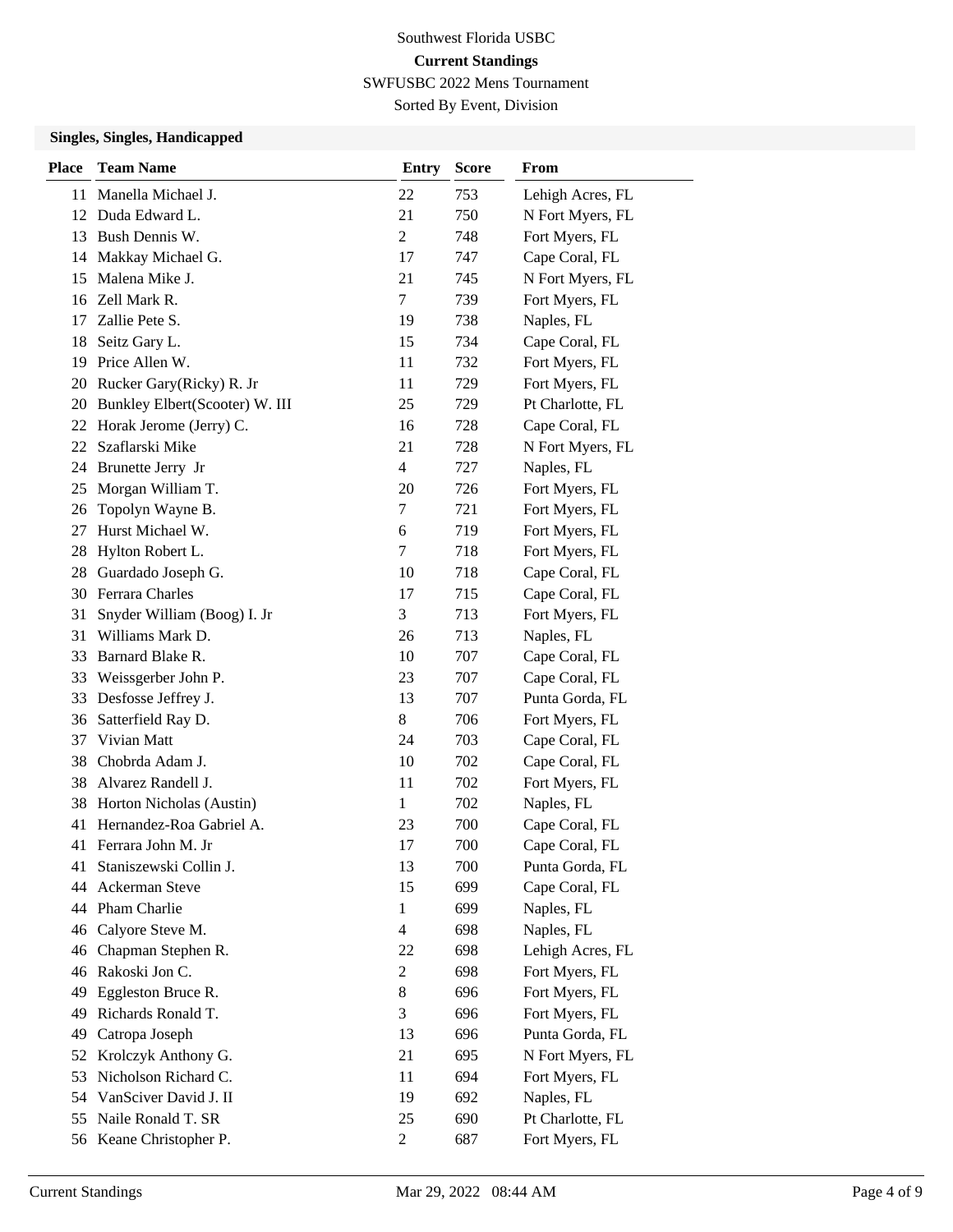Southwest Florida USBC

**Current Standings**

SWFUSBC 2022 Mens Tournament

Sorted By Event, Division

### Singles, Singles, Handicapped

| Place | Team Name | Entry | Score | From |
|---|---|---|---|---|
| 11 | Manella Michael J. | 22 | 753 | Lehigh Acres, FL |
| 12 | Duda Edward L. | 21 | 750 | N Fort Myers, FL |
| 13 | Bush Dennis W. | 2 | 748 | Fort Myers, FL |
| 14 | Makkay Michael G. | 17 | 747 | Cape Coral, FL |
| 15 | Malena Mike J. | 21 | 745 | N Fort Myers, FL |
| 16 | Zell Mark R. | 7 | 739 | Fort Myers, FL |
| 17 | Zallie Pete S. | 19 | 738 | Naples, FL |
| 18 | Seitz Gary L. | 15 | 734 | Cape Coral, FL |
| 19 | Price Allen W. | 11 | 732 | Fort Myers, FL |
| 20 | Rucker Gary(Ricky) R. Jr | 11 | 729 | Fort Myers, FL |
| 20 | Bunkley Elbert(Scooter) W. III | 25 | 729 | Pt Charlotte, FL |
| 22 | Horak Jerome (Jerry) C. | 16 | 728 | Cape Coral, FL |
| 22 | Szaflarski Mike | 21 | 728 | N Fort Myers, FL |
| 24 | Brunette Jerry Jr | 4 | 727 | Naples, FL |
| 25 | Morgan William T. | 20 | 726 | Fort Myers, FL |
| 26 | Topolyn Wayne B. | 7 | 721 | Fort Myers, FL |
| 27 | Hurst Michael W. | 6 | 719 | Fort Myers, FL |
| 28 | Hylton Robert L. | 7 | 718 | Fort Myers, FL |
| 28 | Guardado Joseph G. | 10 | 718 | Cape Coral, FL |
| 30 | Ferrara Charles | 17 | 715 | Cape Coral, FL |
| 31 | Snyder William (Boog) I. Jr | 3 | 713 | Fort Myers, FL |
| 31 | Williams Mark D. | 26 | 713 | Naples, FL |
| 33 | Barnard Blake R. | 10 | 707 | Cape Coral, FL |
| 33 | Weissgerber John P. | 23 | 707 | Cape Coral, FL |
| 33 | Desfosse Jeffrey J. | 13 | 707 | Punta Gorda, FL |
| 36 | Satterfield Ray D. | 8 | 706 | Fort Myers, FL |
| 37 | Vivian Matt | 24 | 703 | Cape Coral, FL |
| 38 | Chobrda Adam J. | 10 | 702 | Cape Coral, FL |
| 38 | Alvarez Randell J. | 11 | 702 | Fort Myers, FL |
| 38 | Horton Nicholas (Austin) | 1 | 702 | Naples, FL |
| 41 | Hernandez-Roa Gabriel A. | 23 | 700 | Cape Coral, FL |
| 41 | Ferrara John M. Jr | 17 | 700 | Cape Coral, FL |
| 41 | Staniszewski Collin J. | 13 | 700 | Punta Gorda, FL |
| 44 | Ackerman Steve | 15 | 699 | Cape Coral, FL |
| 44 | Pham Charlie | 1 | 699 | Naples, FL |
| 46 | Calyore Steve M. | 4 | 698 | Naples, FL |
| 46 | Chapman Stephen R. | 22 | 698 | Lehigh Acres, FL |
| 46 | Rakoski Jon C. | 2 | 698 | Fort Myers, FL |
| 49 | Eggleston Bruce R. | 8 | 696 | Fort Myers, FL |
| 49 | Richards Ronald T. | 3 | 696 | Fort Myers, FL |
| 49 | Catropa Joseph | 13 | 696 | Punta Gorda, FL |
| 52 | Krolczyk Anthony G. | 21 | 695 | N Fort Myers, FL |
| 53 | Nicholson Richard C. | 11 | 694 | Fort Myers, FL |
| 54 | VanSciver David J. II | 19 | 692 | Naples, FL |
| 55 | Naile Ronald T. SR | 25 | 690 | Pt Charlotte, FL |
| 56 | Keane Christopher P. | 2 | 687 | Fort Myers, FL |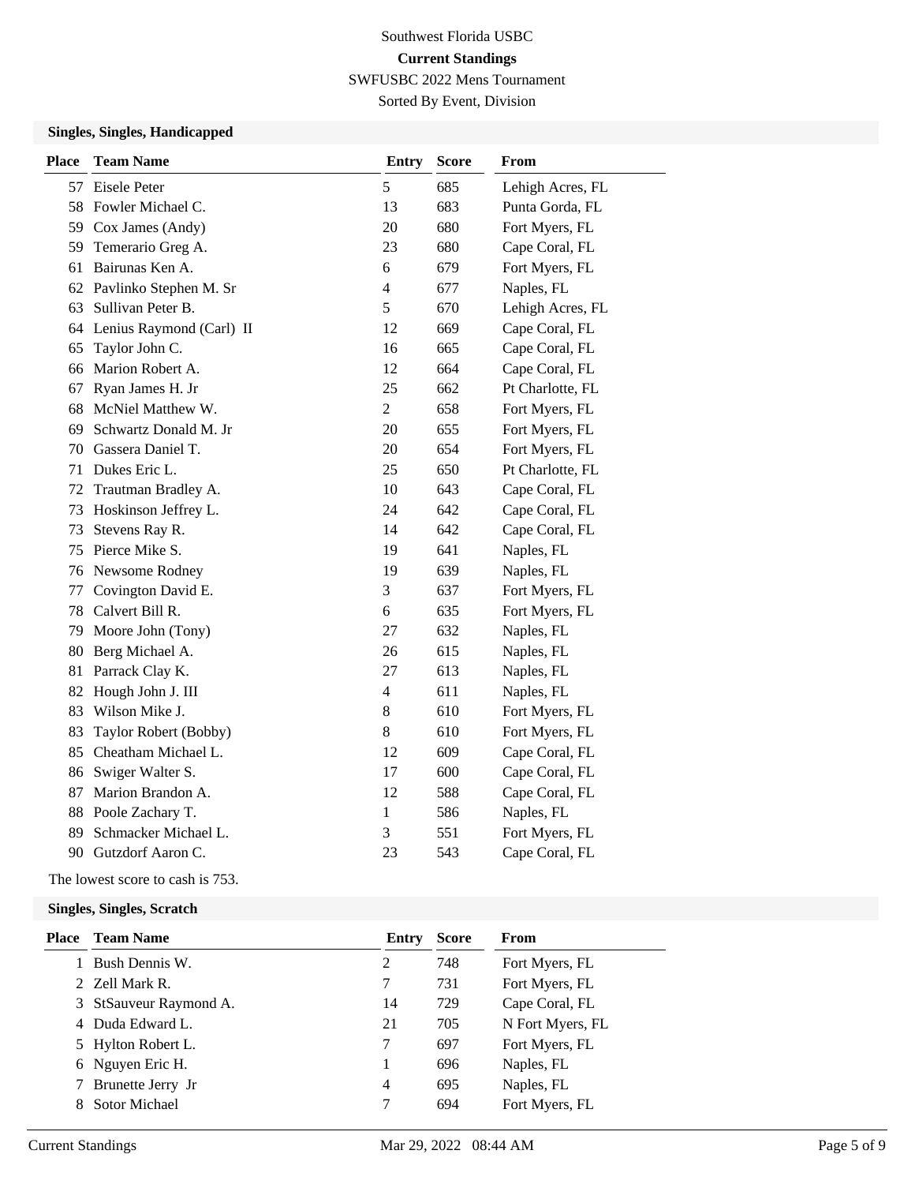Southwest Florida USBC

**Current Standings**

SWFUSBC 2022 Mens Tournament

Sorted By Event, Division

### Singles, Singles, Handicapped

| Place | Team Name | Entry | Score | From |
|---|---|---|---|---|
| 57 | Eisele Peter | 5 | 685 | Lehigh Acres, FL |
| 58 | Fowler Michael C. | 13 | 683 | Punta Gorda, FL |
| 59 | Cox James (Andy) | 20 | 680 | Fort Myers, FL |
| 59 | Temerario Greg A. | 23 | 680 | Cape Coral, FL |
| 61 | Bairunas Ken A. | 6 | 679 | Fort Myers, FL |
| 62 | Pavlinko Stephen M. Sr | 4 | 677 | Naples, FL |
| 63 | Sullivan Peter B. | 5 | 670 | Lehigh Acres, FL |
| 64 | Lenius Raymond (Carl) II | 12 | 669 | Cape Coral, FL |
| 65 | Taylor John C. | 16 | 665 | Cape Coral, FL |
| 66 | Marion Robert A. | 12 | 664 | Cape Coral, FL |
| 67 | Ryan James H. Jr | 25 | 662 | Pt Charlotte, FL |
| 68 | McNiel Matthew W. | 2 | 658 | Fort Myers, FL |
| 69 | Schwartz Donald M. Jr | 20 | 655 | Fort Myers, FL |
| 70 | Gassera Daniel T. | 20 | 654 | Fort Myers, FL |
| 71 | Dukes Eric L. | 25 | 650 | Pt Charlotte, FL |
| 72 | Trautman Bradley A. | 10 | 643 | Cape Coral, FL |
| 73 | Hoskinson Jeffrey L. | 24 | 642 | Cape Coral, FL |
| 73 | Stevens Ray R. | 14 | 642 | Cape Coral, FL |
| 75 | Pierce Mike S. | 19 | 641 | Naples, FL |
| 76 | Newsome Rodney | 19 | 639 | Naples, FL |
| 77 | Covington David E. | 3 | 637 | Fort Myers, FL |
| 78 | Calvert Bill R. | 6 | 635 | Fort Myers, FL |
| 79 | Moore John (Tony) | 27 | 632 | Naples, FL |
| 80 | Berg Michael A. | 26 | 615 | Naples, FL |
| 81 | Parrack Clay K. | 27 | 613 | Naples, FL |
| 82 | Hough John J. III | 4 | 611 | Naples, FL |
| 83 | Wilson Mike J. | 8 | 610 | Fort Myers, FL |
| 83 | Taylor Robert (Bobby) | 8 | 610 | Fort Myers, FL |
| 85 | Cheatham Michael L. | 12 | 609 | Cape Coral, FL |
| 86 | Swiger Walter S. | 17 | 600 | Cape Coral, FL |
| 87 | Marion Brandon A. | 12 | 588 | Cape Coral, FL |
| 88 | Poole Zachary T. | 1 | 586 | Naples, FL |
| 89 | Schmacker Michael L. | 3 | 551 | Fort Myers, FL |
| 90 | Gutzdorf Aaron C. | 23 | 543 | Cape Coral, FL |

The lowest score to cash is 753.

### Singles, Singles, Scratch

| Place | Team Name | Entry | Score | From |
|---|---|---|---|---|
| 1 | Bush Dennis W. | 2 | 748 | Fort Myers, FL |
| 2 | Zell Mark R. | 7 | 731 | Fort Myers, FL |
| 3 | StSauveur Raymond A. | 14 | 729 | Cape Coral, FL |
| 4 | Duda Edward L. | 21 | 705 | N Fort Myers, FL |
| 5 | Hylton Robert L. | 7 | 697 | Fort Myers, FL |
| 6 | Nguyen Eric H. | 1 | 696 | Naples, FL |
| 7 | Brunette Jerry Jr | 4 | 695 | Naples, FL |
| 8 | Sotor Michael | 7 | 694 | Fort Myers, FL |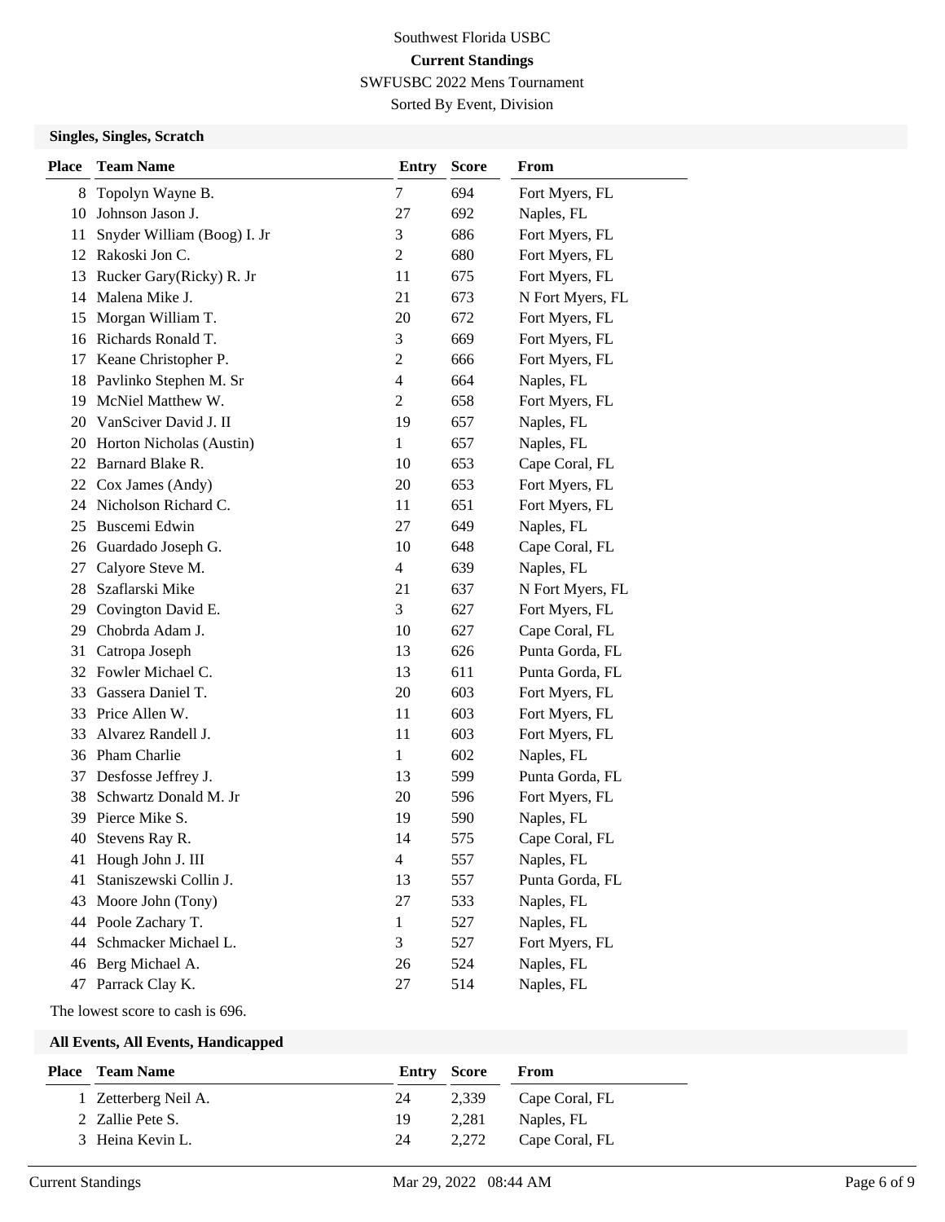Southwest Florida USBC

**Current Standings**

SWFUSBC 2022 Mens Tournament

Sorted By Event, Division

### Singles, Singles, Scratch

| Place | Team Name | Entry | Score | From |
|---|---|---|---|---|
| 8 | Topolyn Wayne B. | 7 | 694 | Fort Myers, FL |
| 10 | Johnson Jason J. | 27 | 692 | Naples, FL |
| 11 | Snyder William (Boog) I. Jr | 3 | 686 | Fort Myers, FL |
| 12 | Rakoski Jon C. | 2 | 680 | Fort Myers, FL |
| 13 | Rucker Gary(Ricky) R. Jr | 11 | 675 | Fort Myers, FL |
| 14 | Malena Mike J. | 21 | 673 | N Fort Myers, FL |
| 15 | Morgan William T. | 20 | 672 | Fort Myers, FL |
| 16 | Richards Ronald T. | 3 | 669 | Fort Myers, FL |
| 17 | Keane Christopher P. | 2 | 666 | Fort Myers, FL |
| 18 | Pavlinko Stephen M. Sr | 4 | 664 | Naples, FL |
| 19 | McNiel Matthew W. | 2 | 658 | Fort Myers, FL |
| 20 | VanSciver David J. II | 19 | 657 | Naples, FL |
| 20 | Horton Nicholas (Austin) | 1 | 657 | Naples, FL |
| 22 | Barnard Blake R. | 10 | 653 | Cape Coral, FL |
| 22 | Cox James (Andy) | 20 | 653 | Fort Myers, FL |
| 24 | Nicholson Richard C. | 11 | 651 | Fort Myers, FL |
| 25 | Buscemi Edwin | 27 | 649 | Naples, FL |
| 26 | Guardado Joseph G. | 10 | 648 | Cape Coral, FL |
| 27 | Calyore Steve M. | 4 | 639 | Naples, FL |
| 28 | Szaflarski Mike | 21 | 637 | N Fort Myers, FL |
| 29 | Covington David E. | 3 | 627 | Fort Myers, FL |
| 29 | Chobrda Adam J. | 10 | 627 | Cape Coral, FL |
| 31 | Catropa Joseph | 13 | 626 | Punta Gorda, FL |
| 32 | Fowler Michael C. | 13 | 611 | Punta Gorda, FL |
| 33 | Gassera Daniel T. | 20 | 603 | Fort Myers, FL |
| 33 | Price Allen W. | 11 | 603 | Fort Myers, FL |
| 33 | Alvarez Randell J. | 11 | 603 | Fort Myers, FL |
| 36 | Pham Charlie | 1 | 602 | Naples, FL |
| 37 | Desfosse Jeffrey J. | 13 | 599 | Punta Gorda, FL |
| 38 | Schwartz Donald M. Jr | 20 | 596 | Fort Myers, FL |
| 39 | Pierce Mike S. | 19 | 590 | Naples, FL |
| 40 | Stevens Ray R. | 14 | 575 | Cape Coral, FL |
| 41 | Hough John J. III | 4 | 557 | Naples, FL |
| 41 | Staniszewski Collin J. | 13 | 557 | Punta Gorda, FL |
| 43 | Moore John (Tony) | 27 | 533 | Naples, FL |
| 44 | Poole Zachary T. | 1 | 527 | Naples, FL |
| 44 | Schmacker Michael L. | 3 | 527 | Fort Myers, FL |
| 46 | Berg Michael A. | 26 | 524 | Naples, FL |
| 47 | Parrack Clay K. | 27 | 514 | Naples, FL |

The lowest score to cash is 696.

### All Events, All Events, Handicapped

| Place | Team Name | Entry | Score | From |
|---|---|---|---|---|
| 1 | Zetterberg Neil A. | 24 | 2,339 | Cape Coral, FL |
| 2 | Zallie Pete S. | 19 | 2,281 | Naples, FL |
| 3 | Heina Kevin L. | 24 | 2,272 | Cape Coral, FL |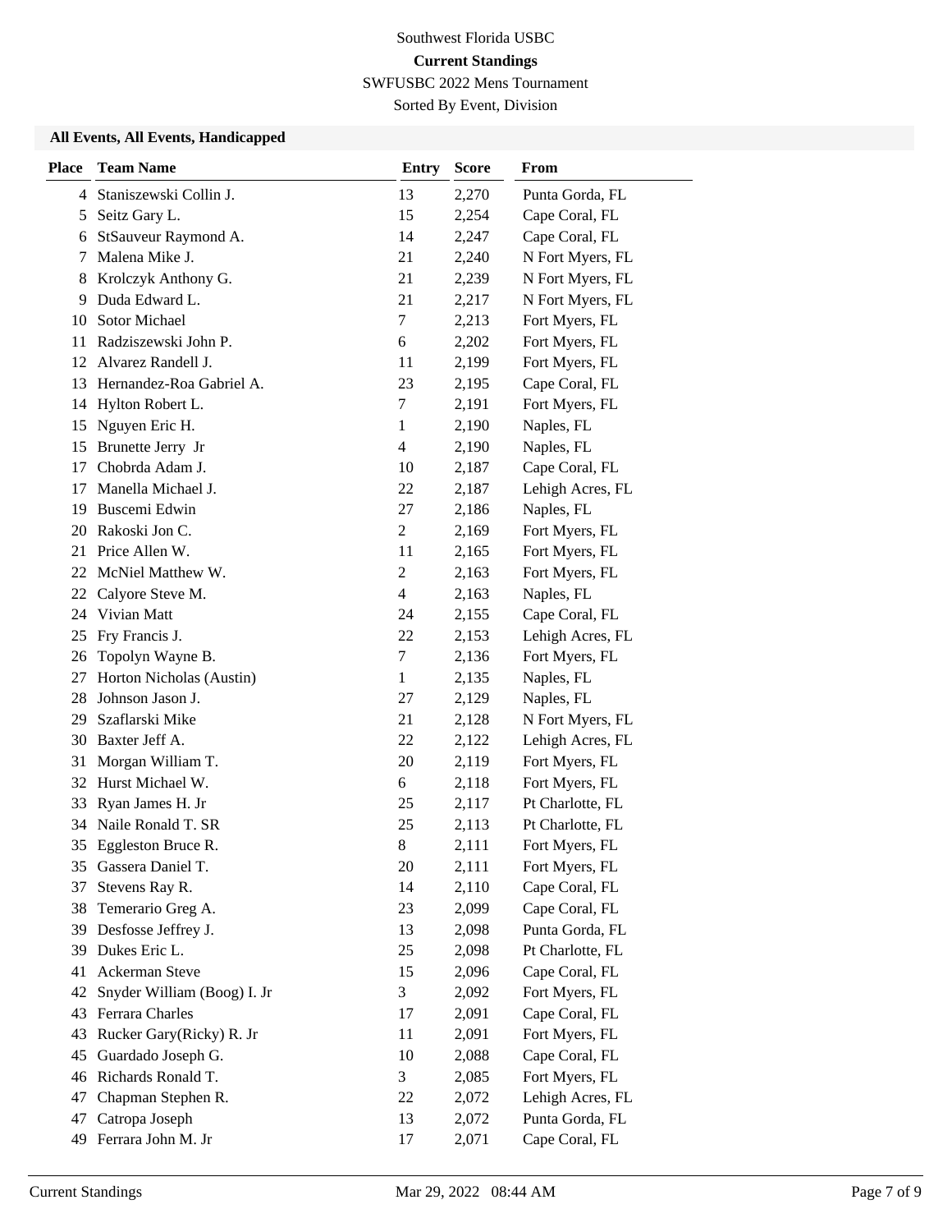Southwest Florida USBC

**Current Standings**

SWFUSBC 2022 Mens Tournament

Sorted By Event, Division

### All Events, All Events, Handicapped

| Place | Team Name | Entry | Score | From |
|---|---|---|---|---|
| 4 | Staniszewski Collin J. | 13 | 2,270 | Punta Gorda, FL |
| 5 | Seitz Gary L. | 15 | 2,254 | Cape Coral, FL |
| 6 | StSauveur Raymond A. | 14 | 2,247 | Cape Coral, FL |
| 7 | Malena Mike J. | 21 | 2,240 | N Fort Myers, FL |
| 8 | Krolczyk Anthony G. | 21 | 2,239 | N Fort Myers, FL |
| 9 | Duda Edward L. | 21 | 2,217 | N Fort Myers, FL |
| 10 | Sotor Michael | 7 | 2,213 | Fort Myers, FL |
| 11 | Radziszewski John P. | 6 | 2,202 | Fort Myers, FL |
| 12 | Alvarez Randell J. | 11 | 2,199 | Fort Myers, FL |
| 13 | Hernandez-Roa Gabriel A. | 23 | 2,195 | Cape Coral, FL |
| 14 | Hylton Robert L. | 7 | 2,191 | Fort Myers, FL |
| 15 | Nguyen Eric H. | 1 | 2,190 | Naples, FL |
| 15 | Brunette Jerry Jr | 4 | 2,190 | Naples, FL |
| 17 | Chobrda Adam J. | 10 | 2,187 | Cape Coral, FL |
| 17 | Manella Michael J. | 22 | 2,187 | Lehigh Acres, FL |
| 19 | Buscemi Edwin | 27 | 2,186 | Naples, FL |
| 20 | Rakoski Jon C. | 2 | 2,169 | Fort Myers, FL |
| 21 | Price Allen W. | 11 | 2,165 | Fort Myers, FL |
| 22 | McNiel Matthew W. | 2 | 2,163 | Fort Myers, FL |
| 22 | Calyore Steve M. | 4 | 2,163 | Naples, FL |
| 24 | Vivian Matt | 24 | 2,155 | Cape Coral, FL |
| 25 | Fry Francis J. | 22 | 2,153 | Lehigh Acres, FL |
| 26 | Topolyn Wayne B. | 7 | 2,136 | Fort Myers, FL |
| 27 | Horton Nicholas (Austin) | 1 | 2,135 | Naples, FL |
| 28 | Johnson Jason J. | 27 | 2,129 | Naples, FL |
| 29 | Szaflarski Mike | 21 | 2,128 | N Fort Myers, FL |
| 30 | Baxter Jeff A. | 22 | 2,122 | Lehigh Acres, FL |
| 31 | Morgan William T. | 20 | 2,119 | Fort Myers, FL |
| 32 | Hurst Michael W. | 6 | 2,118 | Fort Myers, FL |
| 33 | Ryan James H. Jr | 25 | 2,117 | Pt Charlotte, FL |
| 34 | Naile Ronald T. SR | 25 | 2,113 | Pt Charlotte, FL |
| 35 | Eggleston Bruce R. | 8 | 2,111 | Fort Myers, FL |
| 35 | Gassera Daniel T. | 20 | 2,111 | Fort Myers, FL |
| 37 | Stevens Ray R. | 14 | 2,110 | Cape Coral, FL |
| 38 | Temerario Greg A. | 23 | 2,099 | Cape Coral, FL |
| 39 | Desfosse Jeffrey J. | 13 | 2,098 | Punta Gorda, FL |
| 39 | Dukes Eric L. | 25 | 2,098 | Pt Charlotte, FL |
| 41 | Ackerman Steve | 15 | 2,096 | Cape Coral, FL |
| 42 | Snyder William (Boog) I. Jr | 3 | 2,092 | Fort Myers, FL |
| 43 | Ferrara Charles | 17 | 2,091 | Cape Coral, FL |
| 43 | Rucker Gary(Ricky) R. Jr | 11 | 2,091 | Fort Myers, FL |
| 45 | Guardado Joseph G. | 10 | 2,088 | Cape Coral, FL |
| 46 | Richards Ronald T. | 3 | 2,085 | Fort Myers, FL |
| 47 | Chapman Stephen R. | 22 | 2,072 | Lehigh Acres, FL |
| 47 | Catropa Joseph | 13 | 2,072 | Punta Gorda, FL |
| 49 | Ferrara John M. Jr | 17 | 2,071 | Cape Coral, FL |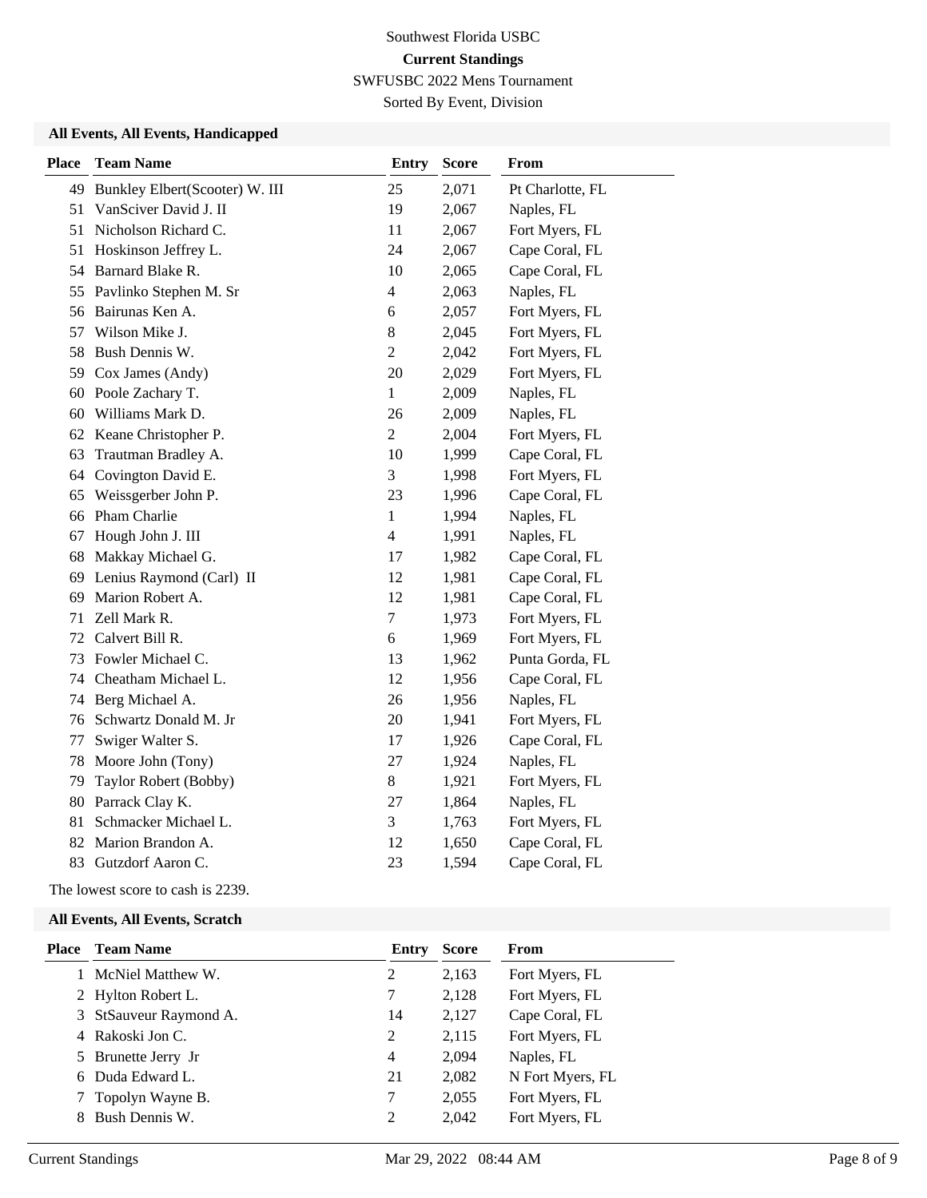Southwest Florida USBC

**Current Standings**

SWFUSBC 2022 Mens Tournament

Sorted By Event, Division

### All Events, All Events, Handicapped

| Place | Team Name | Entry | Score | From |
|---|---|---|---|---|
| 49 | Bunkley Elbert(Scooter) W. III | 25 | 2,071 | Pt Charlotte, FL |
| 51 | VanSciver David J. II | 19 | 2,067 | Naples, FL |
| 51 | Nicholson Richard C. | 11 | 2,067 | Fort Myers, FL |
| 51 | Hoskinson Jeffrey L. | 24 | 2,067 | Cape Coral, FL |
| 54 | Barnard Blake R. | 10 | 2,065 | Cape Coral, FL |
| 55 | Pavlinko Stephen M. Sr | 4 | 2,063 | Naples, FL |
| 56 | Bairunas Ken A. | 6 | 2,057 | Fort Myers, FL |
| 57 | Wilson Mike J. | 8 | 2,045 | Fort Myers, FL |
| 58 | Bush Dennis W. | 2 | 2,042 | Fort Myers, FL |
| 59 | Cox James (Andy) | 20 | 2,029 | Fort Myers, FL |
| 60 | Poole Zachary T. | 1 | 2,009 | Naples, FL |
| 60 | Williams Mark D. | 26 | 2,009 | Naples, FL |
| 62 | Keane Christopher P. | 2 | 2,004 | Fort Myers, FL |
| 63 | Trautman Bradley A. | 10 | 1,999 | Cape Coral, FL |
| 64 | Covington David E. | 3 | 1,998 | Fort Myers, FL |
| 65 | Weissgerber John P. | 23 | 1,996 | Cape Coral, FL |
| 66 | Pham Charlie | 1 | 1,994 | Naples, FL |
| 67 | Hough John J. III | 4 | 1,991 | Naples, FL |
| 68 | Makkay Michael G. | 17 | 1,982 | Cape Coral, FL |
| 69 | Lenius Raymond (Carl) II | 12 | 1,981 | Cape Coral, FL |
| 69 | Marion Robert A. | 12 | 1,981 | Cape Coral, FL |
| 71 | Zell Mark R. | 7 | 1,973 | Fort Myers, FL |
| 72 | Calvert Bill R. | 6 | 1,969 | Fort Myers, FL |
| 73 | Fowler Michael C. | 13 | 1,962 | Punta Gorda, FL |
| 74 | Cheatham Michael L. | 12 | 1,956 | Cape Coral, FL |
| 74 | Berg Michael A. | 26 | 1,956 | Naples, FL |
| 76 | Schwartz Donald M. Jr | 20 | 1,941 | Fort Myers, FL |
| 77 | Swiger Walter S. | 17 | 1,926 | Cape Coral, FL |
| 78 | Moore John (Tony) | 27 | 1,924 | Naples, FL |
| 79 | Taylor Robert (Bobby) | 8 | 1,921 | Fort Myers, FL |
| 80 | Parrack Clay K. | 27 | 1,864 | Naples, FL |
| 81 | Schmacker Michael L. | 3 | 1,763 | Fort Myers, FL |
| 82 | Marion Brandon A. | 12 | 1,650 | Cape Coral, FL |
| 83 | Gutzdorf Aaron C. | 23 | 1,594 | Cape Coral, FL |

The lowest score to cash is 2239.

### All Events, All Events, Scratch

| Place | Team Name | Entry | Score | From |
|---|---|---|---|---|
| 1 | McNiel Matthew W. | 2 | 2,163 | Fort Myers, FL |
| 2 | Hylton Robert L. | 7 | 2,128 | Fort Myers, FL |
| 3 | StSauveur Raymond A. | 14 | 2,127 | Cape Coral, FL |
| 4 | Rakoski Jon C. | 2 | 2,115 | Fort Myers, FL |
| 5 | Brunette Jerry Jr | 4 | 2,094 | Naples, FL |
| 6 | Duda Edward L. | 21 | 2,082 | N Fort Myers, FL |
| 7 | Topolyn Wayne B. | 7 | 2,055 | Fort Myers, FL |
| 8 | Bush Dennis W. | 2 | 2,042 | Fort Myers, FL |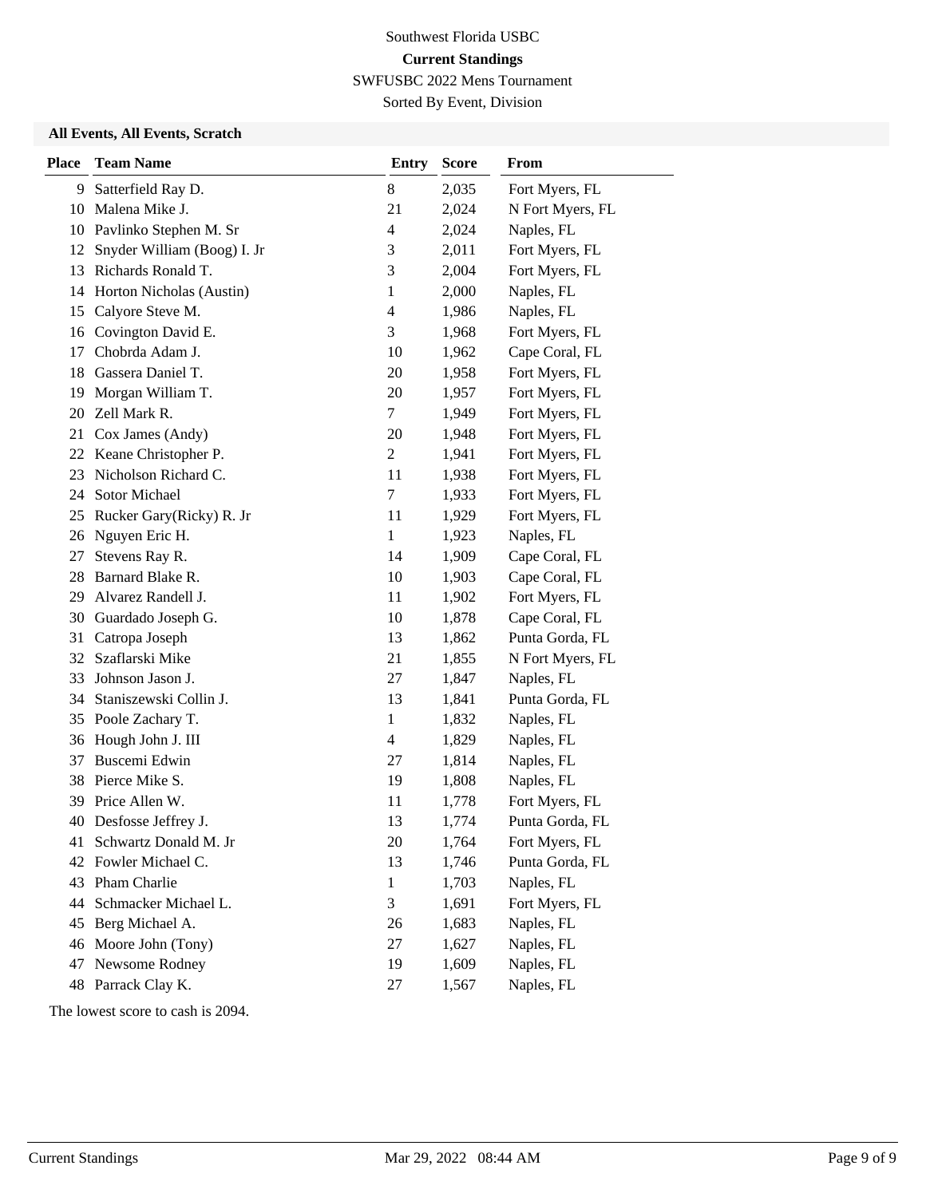Southwest Florida USBC

**Current Standings**

SWFUSBC 2022 Mens Tournament

Sorted By Event, Division

### All Events, All Events, Scratch

| Place | Team Name | Entry | Score | From |
|---|---|---|---|---|
| 9 | Satterfield Ray D. | 8 | 2,035 | Fort Myers, FL |
| 10 | Malena Mike J. | 21 | 2,024 | N Fort Myers, FL |
| 10 | Pavlinko Stephen M. Sr | 4 | 2,024 | Naples, FL |
| 12 | Snyder William (Boog) I. Jr | 3 | 2,011 | Fort Myers, FL |
| 13 | Richards Ronald T. | 3 | 2,004 | Fort Myers, FL |
| 14 | Horton Nicholas (Austin) | 1 | 2,000 | Naples, FL |
| 15 | Calyore Steve M. | 4 | 1,986 | Naples, FL |
| 16 | Covington David E. | 3 | 1,968 | Fort Myers, FL |
| 17 | Chobrda Adam J. | 10 | 1,962 | Cape Coral, FL |
| 18 | Gassera Daniel T. | 20 | 1,958 | Fort Myers, FL |
| 19 | Morgan William T. | 20 | 1,957 | Fort Myers, FL |
| 20 | Zell Mark R. | 7 | 1,949 | Fort Myers, FL |
| 21 | Cox James (Andy) | 20 | 1,948 | Fort Myers, FL |
| 22 | Keane Christopher P. | 2 | 1,941 | Fort Myers, FL |
| 23 | Nicholson Richard C. | 11 | 1,938 | Fort Myers, FL |
| 24 | Sotor Michael | 7 | 1,933 | Fort Myers, FL |
| 25 | Rucker Gary(Ricky) R. Jr | 11 | 1,929 | Fort Myers, FL |
| 26 | Nguyen Eric H. | 1 | 1,923 | Naples, FL |
| 27 | Stevens Ray R. | 14 | 1,909 | Cape Coral, FL |
| 28 | Barnard Blake R. | 10 | 1,903 | Cape Coral, FL |
| 29 | Alvarez Randell J. | 11 | 1,902 | Fort Myers, FL |
| 30 | Guardado Joseph G. | 10 | 1,878 | Cape Coral, FL |
| 31 | Catropa Joseph | 13 | 1,862 | Punta Gorda, FL |
| 32 | Szaflarski Mike | 21 | 1,855 | N Fort Myers, FL |
| 33 | Johnson Jason J. | 27 | 1,847 | Naples, FL |
| 34 | Staniszewski Collin J. | 13 | 1,841 | Punta Gorda, FL |
| 35 | Poole Zachary T. | 1 | 1,832 | Naples, FL |
| 36 | Hough John J. III | 4 | 1,829 | Naples, FL |
| 37 | Buscemi Edwin | 27 | 1,814 | Naples, FL |
| 38 | Pierce Mike S. | 19 | 1,808 | Naples, FL |
| 39 | Price Allen W. | 11 | 1,778 | Fort Myers, FL |
| 40 | Desfosse Jeffrey J. | 13 | 1,774 | Punta Gorda, FL |
| 41 | Schwartz Donald M. Jr | 20 | 1,764 | Fort Myers, FL |
| 42 | Fowler Michael C. | 13 | 1,746 | Punta Gorda, FL |
| 43 | Pham Charlie | 1 | 1,703 | Naples, FL |
| 44 | Schmacker Michael L. | 3 | 1,691 | Fort Myers, FL |
| 45 | Berg Michael A. | 26 | 1,683 | Naples, FL |
| 46 | Moore John (Tony) | 27 | 1,627 | Naples, FL |
| 47 | Newsome Rodney | 19 | 1,609 | Naples, FL |
| 48 | Parrack Clay K. | 27 | 1,567 | Naples, FL |

The lowest score to cash is 2094.